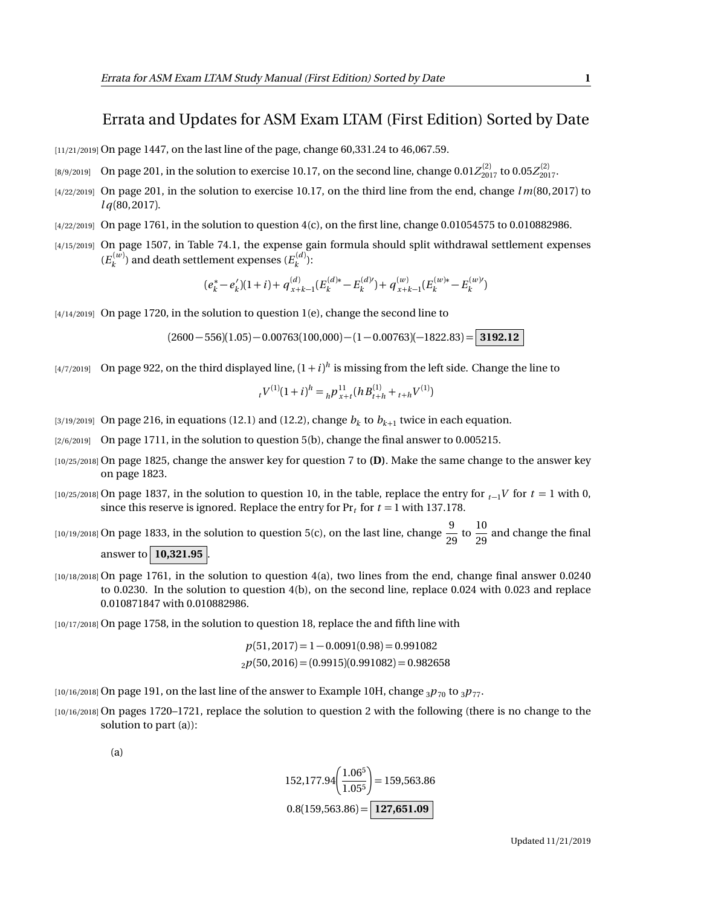# Errata and Updates for ASM Exam LTAM (First Edition) Sorted by Date

[11/21/2019] On page 1447, on the last line of the page, change 60,331.24 to 46,067.59.

[8/9/2019] On page 201, in the solution to exercise 10.17, on the second line, change $0.01Z^{(2)}_{2017}$ to $0.05Z^{(2)}_{2017}$.

[4/22/2019] On page 201, in the solution to exercise 10.17, on the third line from the end, change $l\,m(80,2017)$ to $l\,q(80,2017)$.

[4/22/2019] On page 1761, in the solution to question 4(c), on the first line, change 0.01054575 to 0.010882986.

[4/15/2019] On page 1507, in Table 74.1, the expense gain formula should split withdrawal settlement expenses ($E^{(w)}_k$) and death settlement expenses ($E^{(d)}_k$):

$$(e^*_k - e'_k)(1+i) + q^{(d)}_{x+k-1}(E^{(d)*}_k - E^{(d)\prime}_k) + q^{(w)}_{x+k-1}(E^{(w)*}_k - E^{(w)\prime}_k)$$

[4/14/2019] On page 1720, in the solution to question 1(e), change the second line to

$$(2600-556)(1.05) - 0.00763(100{,}000) - (1-0.00763)(-1822.83) = \boxed{\mathbf{3192.12}}$$

[4/7/2019] On page 922, on the third displayed line, $(1+i)^h$ is missing from the left side. Change the line to

$${}_tV^{(1)}(1+i)^h = {}_hp^{11}_{x+t}(hB^{(1)}_{t+h} + {}_{t+h}V^{(1)})$$

[3/19/2019] On page 216, in equations (12.1) and (12.2), change $b_k$ to $b_{k+1}$ twice in each equation.

[2/6/2019] On page 1711, in the solution to question 5(b), change the final answer to 0.005215.

[10/25/2018] On page 1825, change the answer key for question 7 to **(D)**. Make the same change to the answer key on page 1823.

[10/25/2018] On page 1837, in the solution to question 10, in the table, replace the entry for ${}_{t-1}V$ for $t=1$ with 0, since this reserve is ignored. Replace the entry for $\Pr_t$ for $t=1$ with 137.178.

[10/19/2018] On page 1833, in the solution to question 5(c), on the last line, change $\dfrac{9}{29}$ to $\dfrac{10}{29}$ and change the final answer to $\boxed{\mathbf{10{,}321.95}}$.

[10/18/2018] On page 1761, in the solution to question 4(a), two lines from the end, change final answer 0.0240 to 0.0230. In the solution to question 4(b), on the second line, replace 0.024 with 0.023 and replace 0.010871847 with 0.010882986.

[10/17/2018] On page 1758, in the solution to question 18, replace the and fifth line with

$$p(51,2017) = 1 - 0.0091(0.98) = 0.991082$$
$${}_2p(50,2016) = (0.9915)(0.991082) = 0.982658$$

[10/16/2018] On page 191, on the last line of the answer to Example 10H, change ${}_3p_{70}$ to ${}_3p_{77}$.

[10/16/2018] On pages 1720–1721, replace the solution to question 2 with the following (there is no change to the solution to part (a)):

(a)

$$152{,}177.94\left(\frac{1.06^5}{1.05^5}\right) = 159{,}563.86$$
$$0.8(159{,}563.86) = \boxed{\mathbf{127{,}651.09}}$$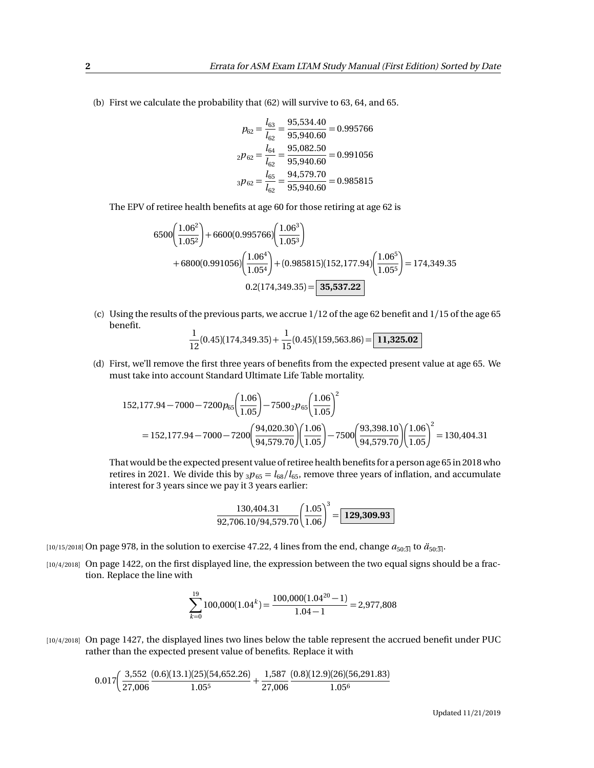(b) First we calculate the probability that (62) will survive to 63, 64, and 65.

$$p_{62} = \frac{l_{63}}{l_{62}} = \frac{95{,}534.40}{95{,}940.60} = 0.995766$$
$${}_2p_{62} = \frac{l_{64}}{l_{62}} = \frac{95{,}082.50}{95{,}940.60} = 0.991056$$
$${}_3p_{62} = \frac{l_{65}}{l_{62}} = \frac{94{,}579.70}{95{,}940.60} = 0.985815$$

The EPV of retiree health benefits at age 60 for those retiring at age 62 is

$$6500\left(\frac{1.06^2}{1.05^2}\right) + 6600(0.995766)\left(\frac{1.06^3}{1.05^3}\right)$$
$$+ 6800(0.991056)\left(\frac{1.06^4}{1.05^4}\right) + (0.985815)(152{,}177.94)\left(\frac{1.06^5}{1.05^5}\right) = 174{,}349.35$$
$$0.2(174{,}349.35) = \boxed{\mathbf{35{,}537.22}}$$

(c) Using the results of the previous parts, we accrue 1/12 of the age 62 benefit and 1/15 of the age 65 benefit.

$$\frac{1}{12}(0.45)(174{,}349.35) + \frac{1}{15}(0.45)(159{,}563.86) = \boxed{\mathbf{11{,}325.02}}$$

(d) First, we'll remove the first three years of benefits from the expected present value at age 65. We must take into account Standard Ultimate Life Table mortality.

$$152{,}177.94 - 7000 - 7200p_{65}\left(\frac{1.06}{1.05}\right) - 7500\,{}_2p_{65}\left(\frac{1.06}{1.05}\right)^2$$
$$= 152{,}177.94 - 7000 - 7200\left(\frac{94{,}020.30}{94{,}579.70}\right)\left(\frac{1.06}{1.05}\right) - 7500\left(\frac{93{,}398.10}{94{,}579.70}\right)\left(\frac{1.06}{1.05}\right)^2 = 130{,}404.31$$

That would be the expected present value of retiree health benefits for a person age 65 in 2018 who retires in 2021. We divide this by ${}_3p_{65} = l_{68}/l_{65}$, remove three years of inflation, and accumulate interest for 3 years since we pay it 3 years earlier:

$$\frac{130{,}404.31}{92{,}706.10/94{,}579.70}\left(\frac{1.05}{1.06}\right)^3 = \boxed{\mathbf{129{,}309.93}}$$

[10/15/2018] On page 978, in the solution to exercise 47.22, 4 lines from the end, change $a_{50:\overline{3}|}$ to $\ddot{a}_{50:\overline{3}|}$.

[10/4/2018] On page 1422, on the first displayed line, the expression between the two equal signs should be a fraction. Replace the line with

$$\sum_{k=0}^{19} 100{,}000(1.04^k) = \frac{100{,}000(1.04^{20} - 1)}{1.04 - 1} = 2{,}977{,}808$$

[10/4/2018] On page 1427, the displayed lines two lines below the table represent the accrued benefit under PUC rather than the expected present value of benefits. Replace it with

$$0.017\left(\frac{3{,}552}{27{,}006}\,\frac{(0.6)(13.1)(25)(54{,}652.26)}{1.05^5} + \frac{1{,}587}{27{,}006}\,\frac{(0.8)(12.9)(26)(56{,}291.83)}{1.05^6}\right.$$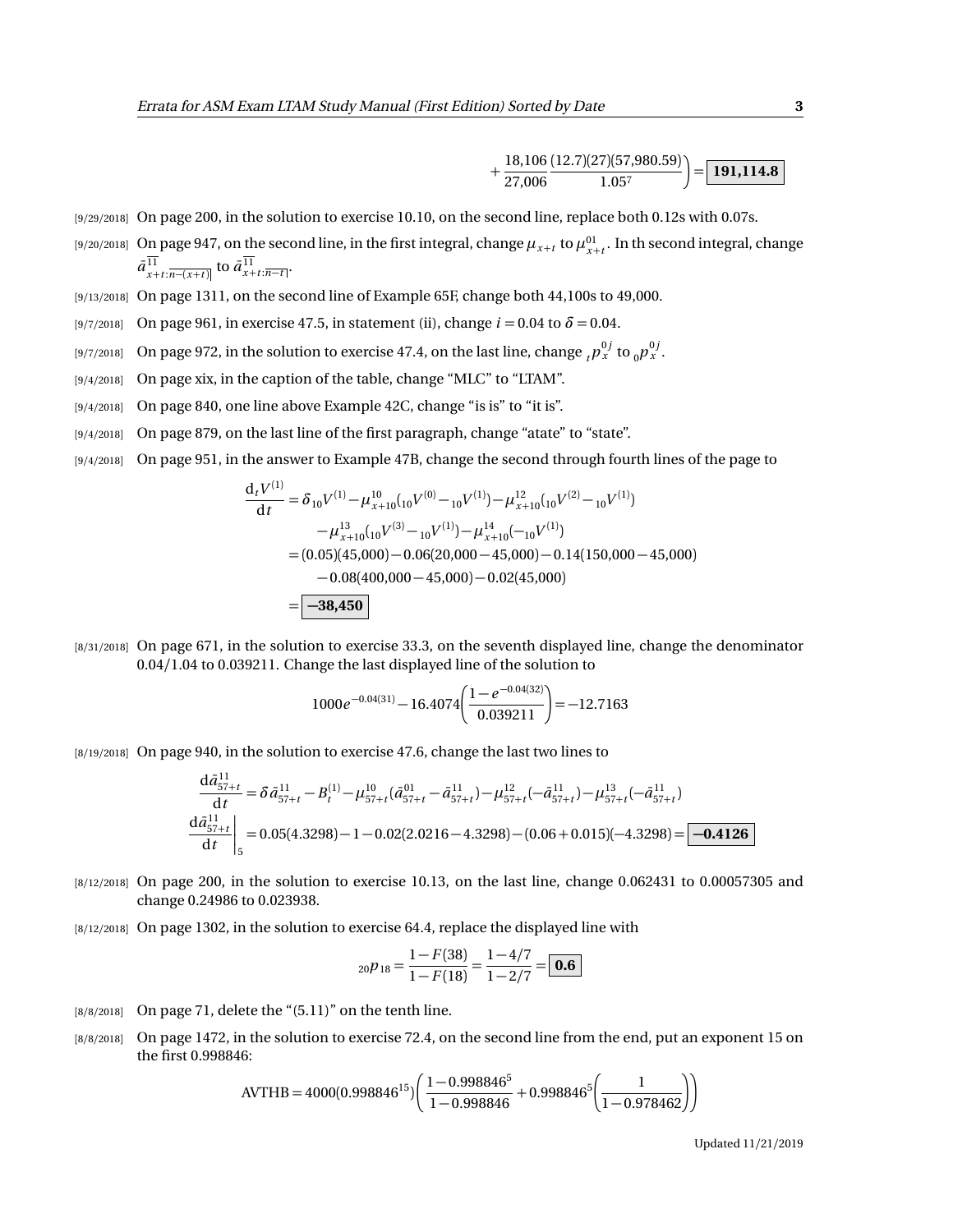$$+\frac{18{,}106}{27{,}006}\frac{(12.7)(27)(57{,}980.59)}{1.05^7}\Bigg) = \boxed{\mathbf{191{,}114.8}}$$

[9/29/2018] On page 200, in the solution to exercise 10.10, on the second line, replace both 0.12s with 0.07s.

[9/20/2018] On page 947, on the second line, in the first integral, change $\mu_{x+t}$ to $\mu^{01}_{x+t}$. In th second integral, change $\bar{a}^{\overline{11}}_{x+t:\overline{n-(x+t)}|}$ to $\bar{a}^{\overline{11}}_{x+t:\overline{n-t}|}$.

[9/13/2018] On page 1311, on the second line of Example 65F, change both 44,100s to 49,000.

[9/7/2018] On page 961, in exercise 47.5, in statement (ii), change $i = 0.04$ to $\delta = 0.04$.

[9/7/2018] On page 972, in the solution to exercise 47.4, on the last line, change ${}_tp^{0j}_x$ to ${}_0p^{0j}_x$.

[9/4/2018] On page xix, in the caption of the table, change "MLC" to "LTAM".

[9/4/2018] On page 840, one line above Example 42C, change "is is" to "it is".

[9/4/2018] On page 879, on the last line of the first paragraph, change "atate" to "state".

[9/4/2018] On page 951, in the answer to Example 47B, change the second through fourth lines of the page to

$$\begin{aligned}
\frac{\mathrm{d}_tV^{(1)}}{\mathrm{d}t} &= \delta\,{}_{10}V^{(1)} - \mu^{10}_{x+10}({}_{10}V^{(0)} - {}_{10}V^{(1)}) - \mu^{12}_{x+10}({}_{10}V^{(2)} - {}_{10}V^{(1)}) \\
&\quad - \mu^{13}_{x+10}({}_{10}V^{(3)} - {}_{10}V^{(1)}) - \mu^{14}_{x+10}(-{}_{10}V^{(1)}) \\
&= (0.05)(45{,}000) - 0.06(20{,}000 - 45{,}000) - 0.14(150{,}000 - 45{,}000) \\
&\quad - 0.08(400{,}000 - 45{,}000) - 0.02(45{,}000) \\
&= \boxed{\mathbf{-38{,}450}}
\end{aligned}$$

[8/31/2018] On page 671, in the solution to exercise 33.3, on the seventh displayed line, change the denominator 0.04/1.04 to 0.039211. Change the last displayed line of the solution to

$$1000e^{-0.04(31)} - 16.4074\left(\frac{1 - e^{-0.04(32)}}{0.039211}\right) = -12.7163$$

[8/19/2018] On page 940, in the solution to exercise 47.6, change the last two lines to

$$\begin{aligned}
\frac{\mathrm{d}\bar{a}^{11}_{57+t}}{\mathrm{d}t} &= \delta\bar{a}^{11}_{57+t} - B^{(1)}_t - \mu^{10}_{57+t}(\bar{a}^{01}_{57+t} - \bar{a}^{11}_{57+t}) - \mu^{12}_{57+t}(-\bar{a}^{11}_{57+t}) - \mu^{13}_{57+t}(-\bar{a}^{11}_{57+t}) \\
\left.\frac{\mathrm{d}\bar{a}^{11}_{57+t}}{\mathrm{d}t}\right|_5 &= 0.05(4.3298) - 1 - 0.02(2.0216 - 4.3298) - (0.06 + 0.015)(-4.3298) = \boxed{\mathbf{-0.4126}}
\end{aligned}$$

[8/12/2018] On page 200, in the solution to exercise 10.13, on the last line, change 0.062431 to 0.00057305 and change 0.24986 to 0.023938.

[8/12/2018] On page 1302, in the solution to exercise 64.4, replace the displayed line with

$${}_{20}p_{18} = \frac{1 - F(38)}{1 - F(18)} = \frac{1 - 4/7}{1 - 2/7} = \boxed{\mathbf{0.6}}$$

[8/8/2018] On page 71, delete the "(5.11)" on the tenth line.

[8/8/2018] On page 1472, in the solution to exercise 72.4, on the second line from the end, put an exponent 15 on the first 0.998846:

$$\text{AVTHB} = 4000(0.998846^{15})\left(\frac{1 - 0.998846^5}{1 - 0.998846} + 0.998846^5\left(\frac{1}{1 - 0.978462}\right)\right)$$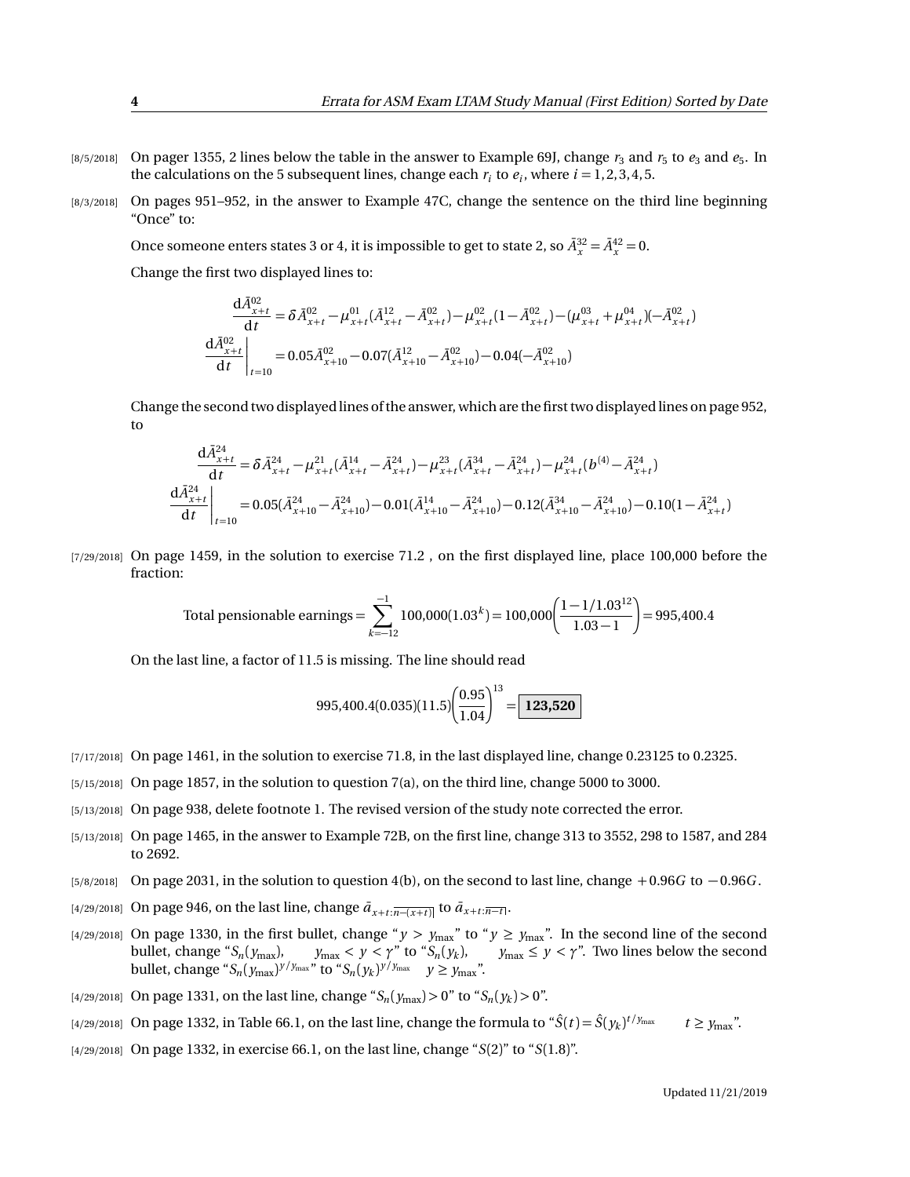[8/5/2018] On pager 1355, 2 lines below the table in the answer to Example 69J, change $r_3$ and $r_5$ to $e_3$ and $e_5$. In the calculations on the 5 subsequent lines, change each $r_i$ to $e_i$, where $i = 1, 2, 3, 4, 5$.

[8/3/2018] On pages 951–952, in the answer to Example 47C, change the sentence on the third line beginning "Once" to:

Once someone enters states 3 or 4, it is impossible to get to state 2, so $\bar{A}_x^{32} = \bar{A}_x^{42} = 0$.

Change the first two displayed lines to:

$$\frac{\mathrm{d}\bar{A}_{x+t}^{02}}{\mathrm{d}t} = \delta \bar{A}_{x+t}^{02} - \mu_{x+t}^{01}(\bar{A}_{x+t}^{12} - \bar{A}_{x+t}^{02}) - \mu_{x+t}^{02}(1 - \bar{A}_{x+t}^{02}) - (\mu_{x+t}^{03} + \mu_{x+t}^{04})(-\bar{A}_{x+t}^{02})$$

$$\left.\frac{\mathrm{d}\bar{A}_{x+t}^{02}}{\mathrm{d}t}\right|_{t=10} = 0.05\bar{A}_{x+10}^{02} - 0.07(\bar{A}_{x+10}^{12} - \bar{A}_{x+10}^{02}) - 0.04(-\bar{A}_{x+10}^{02})$$

Change the second two displayed lines of the answer, which are the first two displayed lines on page 952, to

$$\frac{\mathrm{d}\bar{A}_{x+t}^{24}}{\mathrm{d}t} = \delta \bar{A}_{x+t}^{24} - \mu_{x+t}^{21}(\bar{A}_{x+t}^{14} - \bar{A}_{x+t}^{24}) - \mu_{x+t}^{23}(\bar{A}_{x+t}^{34} - \bar{A}_{x+t}^{24}) - \mu_{x+t}^{24}(b^{(4)} - \bar{A}_{x+t}^{24})$$

$$\left.\frac{\mathrm{d}\bar{A}_{x+t}^{24}}{\mathrm{d}t}\right|_{t=10} = 0.05(\bar{A}_{x+10}^{24} - \bar{A}_{x+10}^{24}) - 0.01(\bar{A}_{x+10}^{14} - \bar{A}_{x+10}^{24}) - 0.12(\bar{A}_{x+10}^{34} - \bar{A}_{x+10}^{24}) - 0.10(1 - \bar{A}_{x+t}^{24})$$

[7/29/2018] On page 1459, in the solution to exercise 71.2 , on the first displayed line, place 100,000 before the fraction:

$$\text{Total pensionable earnings} = \sum_{k=-12}^{-1} 100{,}000(1.03^k) = 100{,}000\left(\frac{1 - 1/1.03^{12}}{1.03 - 1}\right) = 995{,}400.4$$

On the last line, a factor of 11.5 is missing. The line should read

$$995{,}400.4(0.035)(11.5)\left(\frac{0.95}{1.04}\right)^{13} = \boxed{\mathbf{123{,}520}}$$

[7/17/2018] On page 1461, in the solution to exercise 71.8, in the last displayed line, change 0.23125 to 0.2325.

[5/15/2018] On page 1857, in the solution to question 7(a), on the third line, change 5000 to 3000.

[5/13/2018] On page 938, delete footnote 1. The revised version of the study note corrected the error.

[5/13/2018] On page 1465, in the answer to Example 72B, on the first line, change 313 to 3552, 298 to 1587, and 284 to 2692.

[5/8/2018] On page 2031, in the solution to question 4(b), on the second to last line, change $+0.96G$ to $-0.96G$.

[4/29/2018] On page 946, on the last line, change $\bar{a}_{x+t:\overline{n-(x+t)}|}$ to $\bar{a}_{x+t:\overline{n-t}|}$.

[4/29/2018] On page 1330, in the first bullet, change "$y > y_{\max}$" to "$y \ge y_{\max}$". In the second line of the second bullet, change "$S_n(y_{\max}), \quad y_{\max} < y < \gamma$" to "$S_n(y_k), \quad y_{\max} \le y < \gamma$". Two lines below the second bullet, change "$S_n(y_{\max})^{y/y_{\max}}$" to "$S_n(y_k)^{y/y_{\max}} \quad y \ge y_{\max}$".

[4/29/2018] On page 1331, on the last line, change "$S_n(y_{\max}) > 0$" to "$S_n(y_k) > 0$".

[4/29/2018] On page 1332, in Table 66.1, on the last line, change the formula to "$\hat{S}(t) = \hat{S}(y_k)^{t/y_{\max}} \qquad t \ge y_{\max}$".

[4/29/2018] On page 1332, in exercise 66.1, on the last line, change "$S(2)$" to "$S(1.8)$".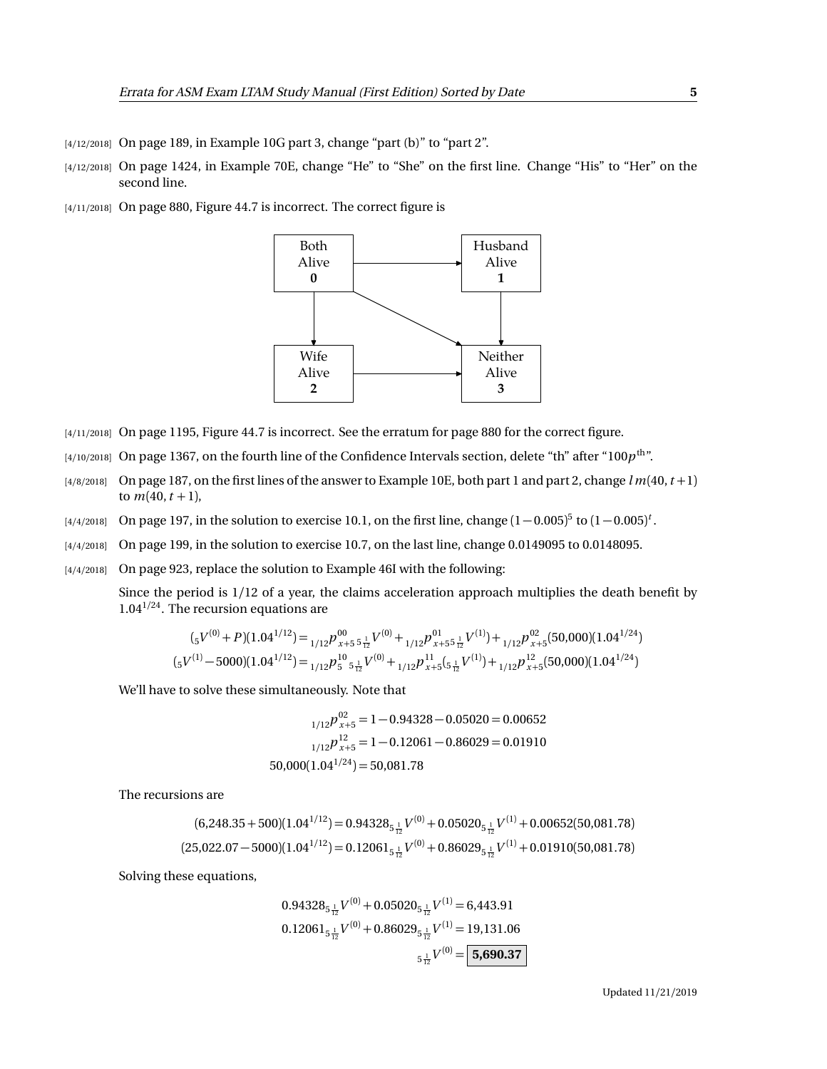[4/12/2018] On page 189, in Example 10G part 3, change "part (b)" to "part 2".

[4/12/2018] On page 1424, in Example 70E, change "He" to "She" on the first line. Change "His" to "Her" on the second line.

[4/11/2018] On page 880, Figure 44.7 is incorrect. The correct figure is

| Both Alive **0** | → | Husband Alive **1** |
|---|---|---|
| ↓ | ↘ | ↓ |
| Wife Alive **2** | → | Neither Alive **3** |

[4/11/2018] On page 1195, Figure 44.7 is incorrect. See the erratum for page 880 for the correct figure.

[4/10/2018] On page 1367, on the fourth line of the Confidence Intervals section, delete "th" after "$100p^{\text{th}}$".

[4/8/2018] On page 187, on the first lines of the answer to Example 10E, both part 1 and part 2, change $l\,m(40,t+1)$ to $m(40,t+1)$,

[4/4/2018] On page 197, in the solution to exercise 10.1, on the first line, change $(1-0.005)^5$ to $(1-0.005)^t$.

[4/4/2018] On page 199, in the solution to exercise 10.7, on the last line, change 0.0149095 to 0.0148095.

[4/4/2018] On page 923, replace the solution to Example 46I with the following:

Since the period is 1/12 of a year, the claims acceleration approach multiplies the death benefit by $1.04^{1/24}$. The recursion equations are

$$({}_5V^{(0)}+P)(1.04^{1/12}) = {}_{1/12}p^{00}_{x+5}\,{}_{5\frac{1}{12}}V^{(0)} + {}_{1/12}p^{01}_{x+5}\,{}_{5\frac{1}{12}}V^{(1)}) + {}_{1/12}p^{02}_{x+5}(50{,}000)(1.04^{1/24})$$

$$({}_5V^{(1)}-5000)(1.04^{1/12}) = {}_{1/12}p^{10}_{5}\;{}_{5\frac{1}{12}}V^{(0)} + {}_{1/12}p^{11}_{x+5}({}_{5\frac{1}{12}}V^{(1)}) + {}_{1/12}p^{12}_{x+5}(50{,}000)(1.04^{1/24})$$

We'll have to solve these simultaneously. Note that

$${}_{1/12}p^{02}_{x+5} = 1-0.94328-0.05020 = 0.00652$$

$${}_{1/12}p^{12}_{x+5} = 1-0.12061-0.86029 = 0.01910$$

$$50{,}000(1.04^{1/24}) = 50{,}081.78$$

The recursions are

$$(6{,}248.35+500)(1.04^{1/12}) = 0.94328\,{}_{5\frac{1}{12}}V^{(0)} + 0.05020\,{}_{5\frac{1}{12}}V^{(1)} + 0.00652(50{,}081.78)$$

$$(25{,}022.07-5000)(1.04^{1/12}) = 0.12061\,{}_{5\frac{1}{12}}V^{(0)} + 0.86029\,{}_{5\frac{1}{12}}V^{(1)} + 0.01910(50{,}081.78)$$

Solving these equations,

$$0.94328\,{}_{5\frac{1}{12}}V^{(0)} + 0.05020\,{}_{5\frac{1}{12}}V^{(1)} = 6{,}443.91$$

$$0.12061\,{}_{5\frac{1}{12}}V^{(0)} + 0.86029\,{}_{5\frac{1}{12}}V^{(1)} = 19{,}131.06$$

$${}_{5\frac{1}{12}}V^{(0)} = \boxed{\mathbf{5{,}690.37}}$$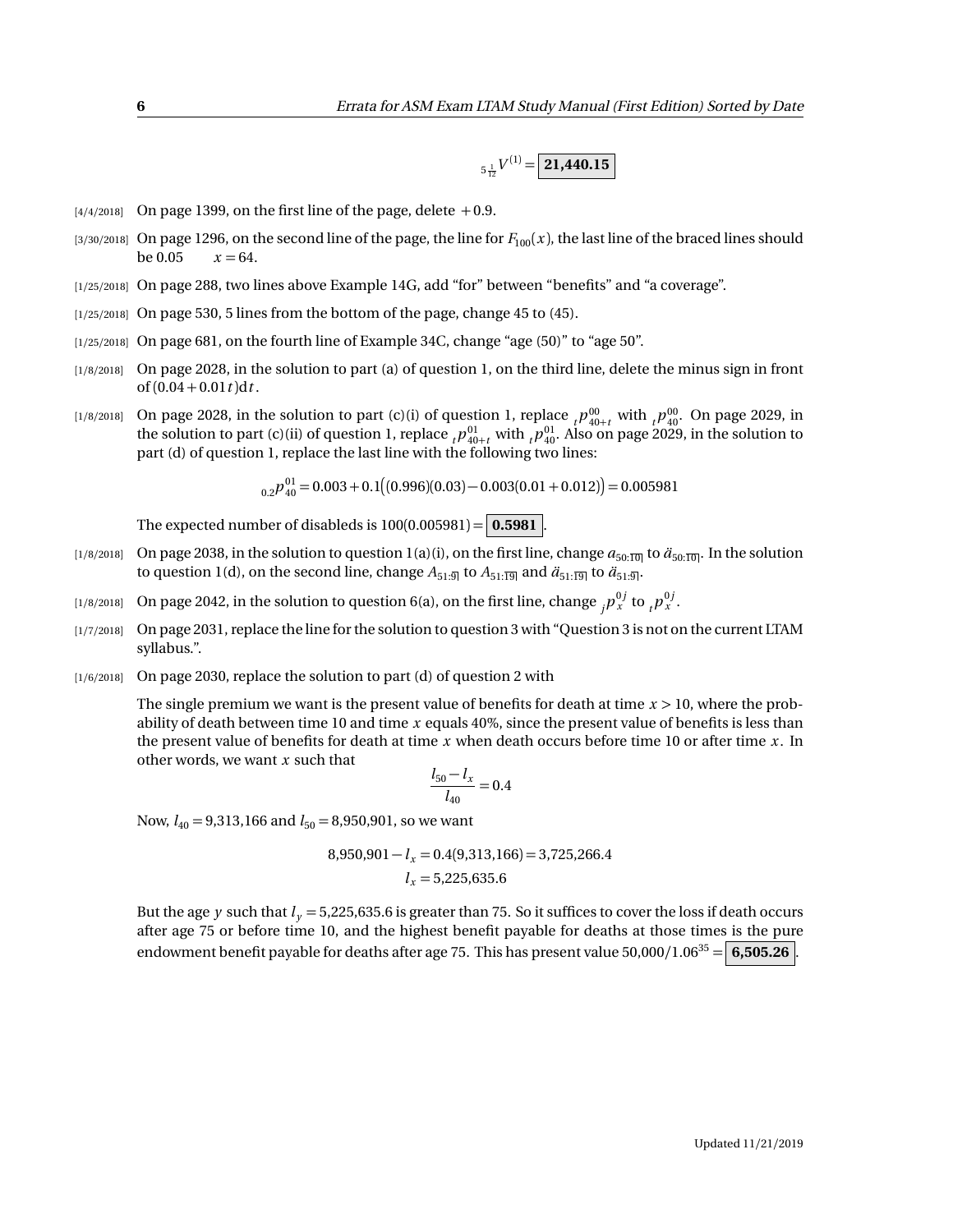$$_{5\frac{1}{12}}V^{(1)} = \boxed{\mathbf{21{,}440.15}}$$

[4/4/2018] On page 1399, on the first line of the page, delete $+0.9$.

[3/30/2018] On page 1296, on the second line of the page, the line for $F_{100}(x)$, the last line of the braced lines should be $0.05 \quad x = 64$.

[1/25/2018] On page 288, two lines above Example 14G, add "for" between "benefits" and "a coverage".

[1/25/2018] On page 530, 5 lines from the bottom of the page, change 45 to (45).

[1/25/2018] On page 681, on the fourth line of Example 34C, change "age (50)" to "age 50".

[1/8/2018] On page 2028, in the solution to part (a) of question 1, on the third line, delete the minus sign in front of $(0.04 + 0.01t)\mathrm{d}t$.

[1/8/2018] On page 2028, in the solution to part (c)(i) of question 1, replace ${}_tp^{00}_{40+t}$ with ${}_tp^{00}_{40}$. On page 2029, in the solution to part (c)(ii) of question 1, replace ${}_tp^{01}_{40+t}$ with ${}_tp^{01}_{40}$. Also on page 2029, in the solution to part (d) of question 1, replace the last line with the following two lines:

$$_{0.2}p^{01}_{40} = 0.003 + 0.1\big((0.996)(0.03) - 0.003(0.01 + 0.012)\big) = 0.005981$$

The expected number of disableds is $100(0.005981) = \boxed{\mathbf{0.5981}}$.

[1/8/2018] On page 2038, in the solution to question 1(a)(i), on the first line, change $a_{50:\overline{10}|}$ to $\ddot{a}_{50:\overline{10}|}$. In the solution to question 1(d), on the second line, change $A_{51:\overline{9}|}$ to $A_{51:\overline{19}|}$ and $\ddot{a}_{51:\overline{19}|}$ to $\ddot{a}_{51:\overline{9}|}$.

[1/8/2018] On page 2042, in the solution to question 6(a), on the first line, change ${}_jp^{0j}_x$ to ${}_tp^{0j}_x$.

[1/7/2018] On page 2031, replace the line for the solution to question 3 with "Question 3 is not on the current LTAM syllabus.".

[1/6/2018] On page 2030, replace the solution to part (d) of question 2 with

The single premium we want is the present value of benefits for death at time $x > 10$, where the probability of death between time 10 and time $x$ equals 40%, since the present value of benefits is less than the present value of benefits for death at time $x$ when death occurs before time 10 or after time $x$. In other words, we want $x$ such that

$$\frac{l_{50} - l_x}{l_{40}} = 0.4$$

Now, $l_{40} = 9{,}313{,}166$ and $l_{50} = 8{,}950{,}901$, so we want

$$8{,}950{,}901 - l_x = 0.4(9{,}313{,}166) = 3{,}725{,}266.4$$
$$l_x = 5{,}225{,}635.6$$

But the age $y$ such that $l_y = 5{,}225{,}635.6$ is greater than 75. So it suffices to cover the loss if death occurs after age 75 or before time 10, and the highest benefit payable for deaths at those times is the pure endowment benefit payable for deaths after age 75. This has present value $50{,}000/1.06^{35} = \boxed{\mathbf{6{,}505.26}}$.